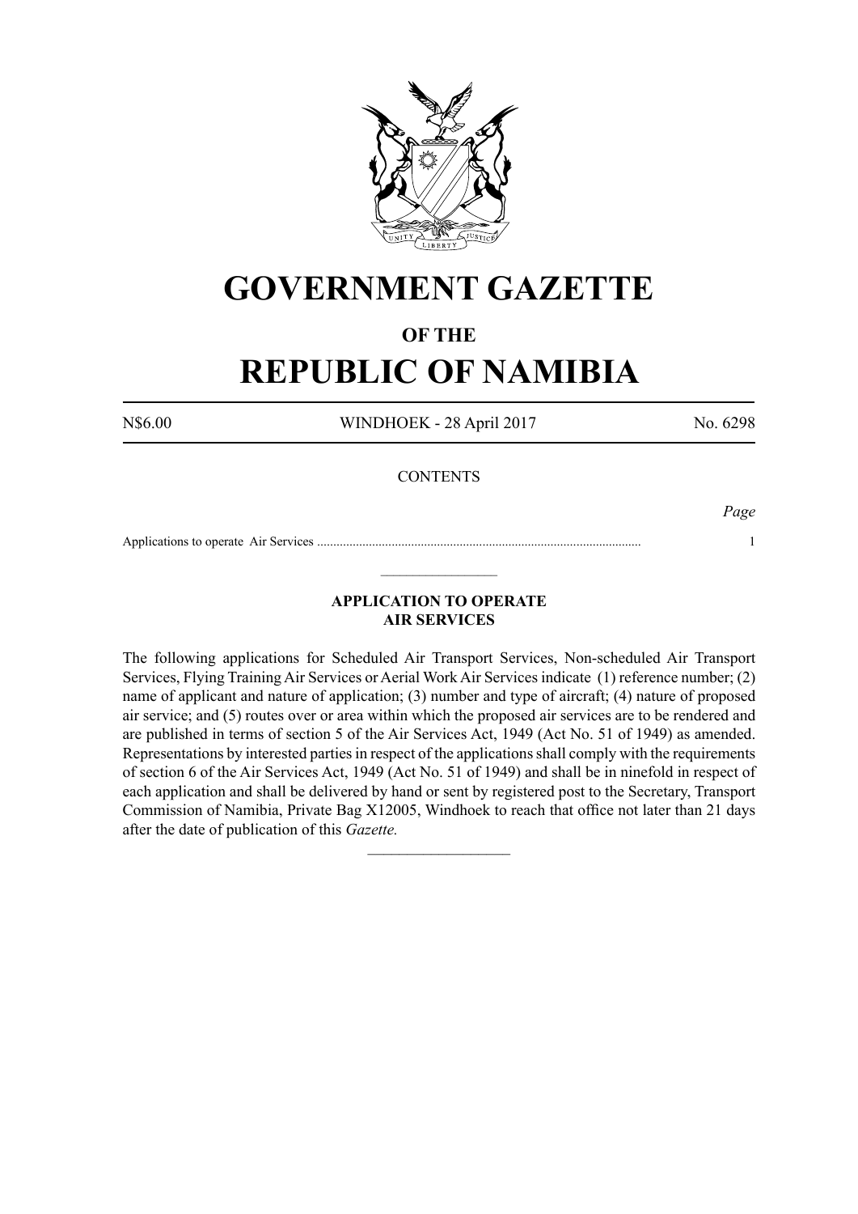# GOVERNMENT GAZETTE

## OF THE

# REPUBLIC OF NAMIBIA

N$6.00 | WINDHOEK - 28 April 2017 | No. 6298

CONTENTS

*Page*

Applications to operate Air Services .................................................................................................... 1

---

### APPLICATION TO OPERATE AIR SERVICES

The following applications for Scheduled Air Transport Services, Non-scheduled Air Transport Services, Flying Training Air Services or Aerial Work Air Services indicate (1) reference number; (2) name of applicant and nature of application; (3) number and type of aircraft; (4) nature of proposed air service; and (5) routes over or area within which the proposed air services are to be rendered and are published in terms of section 5 of the Air Services Act, 1949 (Act No. 51 of 1949) as amended. Representations by interested parties in respect of the applications shall comply with the requirements of section 6 of the Air Services Act, 1949 (Act No. 51 of 1949) and shall be in ninefold in respect of each application and shall be delivered by hand or sent by registered post to the Secretary, Transport Commission of Namibia, Private Bag X12005, Windhoek to reach that office not later than 21 days after the date of publication of this *Gazette.*

---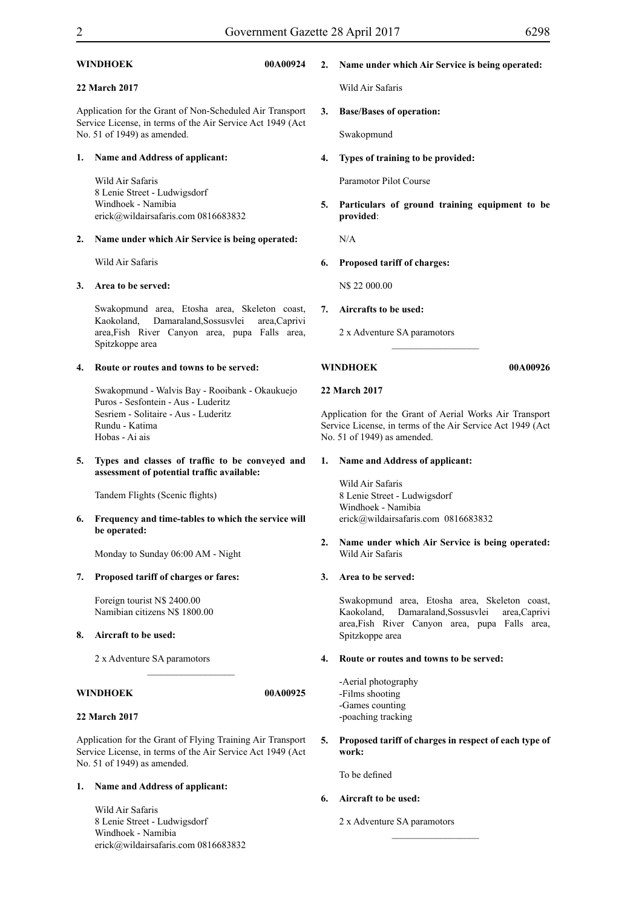**WINDHOEK** **00A00924**

**22 March 2017**

Application for the Grant of Non-Scheduled Air Transport Service License, in terms of the Air Service Act 1949 (Act No. 51 of 1949) as amended.

**1. Name and Address of applicant:**

Wild Air Safaris
8 Lenie Street - Ludwigsdorf
Windhoek - Namibia
erick@wildairsafaris.com 0816683832

**2. Name under which Air Service is being operated:**

Wild Air Safaris

**3. Area to be served:**

Swakopmund area, Etosha area, Skeleton coast, Kaokoland, Damaraland,Sossusvlei area,Caprivi area,Fish River Canyon area, pupa Falls area, Spitzkoppe area

**4. Route or routes and towns to be served:**

Swakopmund - Walvis Bay - Rooibank - Okaukuejo
Puros - Sesfontein - Aus - Luderitz
Sesriem - Solitaire - Aus - Luderitz
Rundu - Katima
Hobas - Ai ais

**5. Types and classes of traffic to be conveyed and assessment of potential traffic available:**

Tandem Flights (Scenic flights)

**6. Frequency and time-tables to which the service will be operated:**

Monday to Sunday 06:00 AM - Night

**7. Proposed tariff of charges or fares:**

Foreign tourist N$ 2400.00
Namibian citizens N$ 1800.00

**8. Aircraft to be used:**

2 x Adventure SA paramotors

---

**WINDHOEK** **00A00925**

**22 March 2017**

Application for the Grant of Flying Training Air Transport Service License, in terms of the Air Service Act 1949 (Act No. 51 of 1949) as amended.

**1. Name and Address of applicant:**

Wild Air Safaris
8 Lenie Street - Ludwigsdorf
Windhoek - Namibia
erick@wildairsafaris.com 0816683832

**2. Name under which Air Service is being operated:**

Wild Air Safaris

**3. Base/Bases of operation:**

Swakopmund

**4. Types of training to be provided:**

Paramotor Pilot Course

**5. Particulars of ground training equipment to be provided**:

N/A

**6. Proposed tariff of charges:**

N$ 22 000.00

**7. Aircrafts to be used:**

2 x Adventure SA paramotors

---

**WINDHOEK** **00A00926**

**22 March 2017**

Application for the Grant of Aerial Works Air Transport Service License, in terms of the Air Service Act 1949 (Act No. 51 of 1949) as amended.

**1. Name and Address of applicant:**

Wild Air Safaris
8 Lenie Street - Ludwigsdorf
Windhoek - Namibia
erick@wildairsafaris.com 0816683832

**2. Name under which Air Service is being operated:**
Wild Air Safaris

**3. Area to be served:**

Swakopmund area, Etosha area, Skeleton coast, Kaokoland, Damaraland,Sossusvlei area,Caprivi area,Fish River Canyon area, pupa Falls area, Spitzkoppe area

**4. Route or routes and towns to be served:**

-Aerial photography
-Films shooting
-Games counting
-poaching tracking

**5. Proposed tariff of charges in respect of each type of work:**

To be defined

**6. Aircraft to be used:**

2 x Adventure SA paramotors

---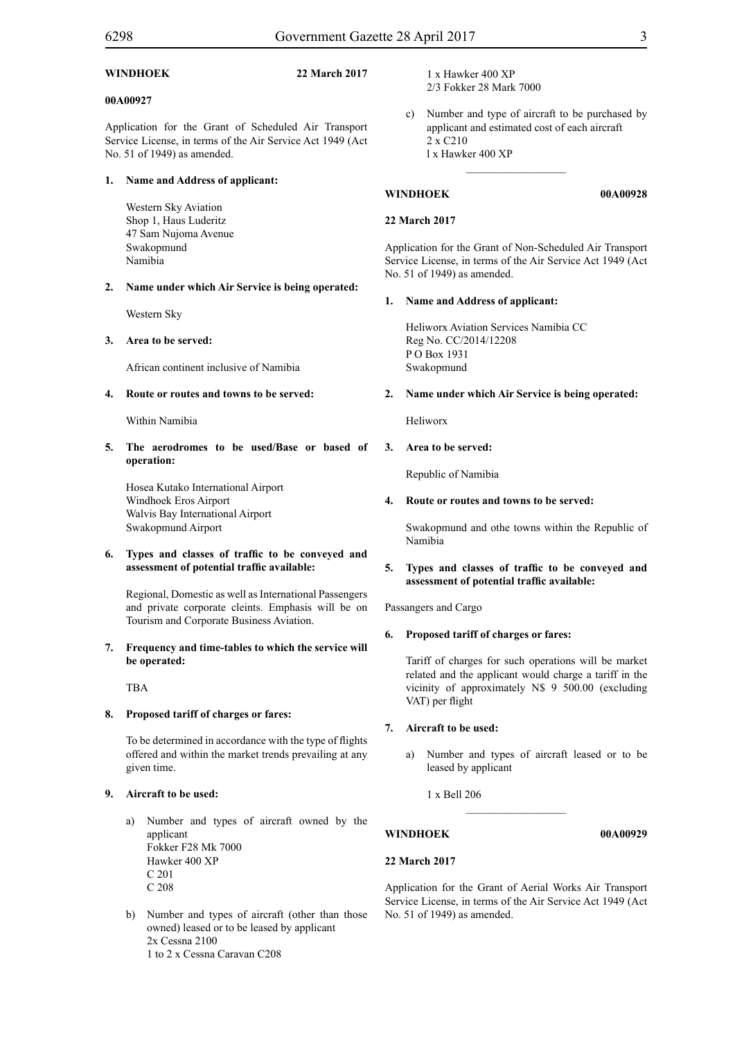**WINDHOEK** **22 March 2017**

**00A00927**

Application for the Grant of Scheduled Air Transport Service License, in terms of the Air Service Act 1949 (Act No. 51 of 1949) as amended.

**1. Name and Address of applicant:**

Western Sky Aviation
Shop 1, Haus Luderitz
47 Sam Nujoma Avenue
Swakopmund
Namibia

**2. Name under which Air Service is being operated:**

Western Sky

**3. Area to be served:**

African continent inclusive of Namibia

**4. Route or routes and towns to be served:**

Within Namibia

**5. The aerodromes to be used/Base or based of operation:**

Hosea Kutako International Airport
Windhoek Eros Airport
Walvis Bay International Airport
Swakopmund Airport

**6. Types and classes of traffic to be conveyed and assessment of potential traffic available:**

Regional, Domestic as well as International Passengers and private corporate cleints. Emphasis will be on Tourism and Corporate Business Aviation.

**7. Frequency and time-tables to which the service will be operated:**

TBA

**8. Proposed tariff of charges or fares:**

To be determined in accordance with the type of flights offered and within the market trends prevailing at any given time.

**9. Aircraft to be used:**

a) Number and types of aircraft owned by the applicant
Fokker F28 Mk 7000
Hawker 400 XP
C 201
C 208

b) Number and types of aircraft (other than those owned) leased or to be leased by applicant
2x Cessna 2100
1 to 2 x Cessna Caravan C208
1 x Hawker 400 XP
2/3 Fokker 28 Mark 7000

c) Number and type of aircraft to be purchased by applicant and estimated cost of each aircraft
2 x C210
l x Hawker 400 XP

---

**WINDHOEK** **00A00928**

**22 March 2017**

Application for the Grant of Non-Scheduled Air Transport Service License, in terms of the Air Service Act 1949 (Act No. 51 of 1949) as amended.

**1. Name and Address of applicant:**

Heliworx Aviation Services Namibia CC
Reg No. CC/2014/12208
P O Box 1931
Swakopmund

**2. Name under which Air Service is being operated:**

Heliworx

**3. Area to be served:**

Republic of Namibia

**4. Route or routes and towns to be served:**

Swakopmund and othe towns within the Republic of Namibia

**5. Types and classes of traffic to be conveyed and assessment of potential traffic available:**

Passangers and Cargo

**6. Proposed tariff of charges or fares:**

Tariff of charges for such operations will be market related and the applicant would charge a tariff in the vicinity of approximately N$ 9 500.00 (excluding VAT) per flight

**7. Aircraft to be used:**

a) Number and types of aircraft leased or to be leased by applicant

1 x Bell 206

---

**WINDHOEK** **00A00929**

**22 March 2017**

Application for the Grant of Aerial Works Air Transport Service License, in terms of the Air Service Act 1949 (Act No. 51 of 1949) as amended.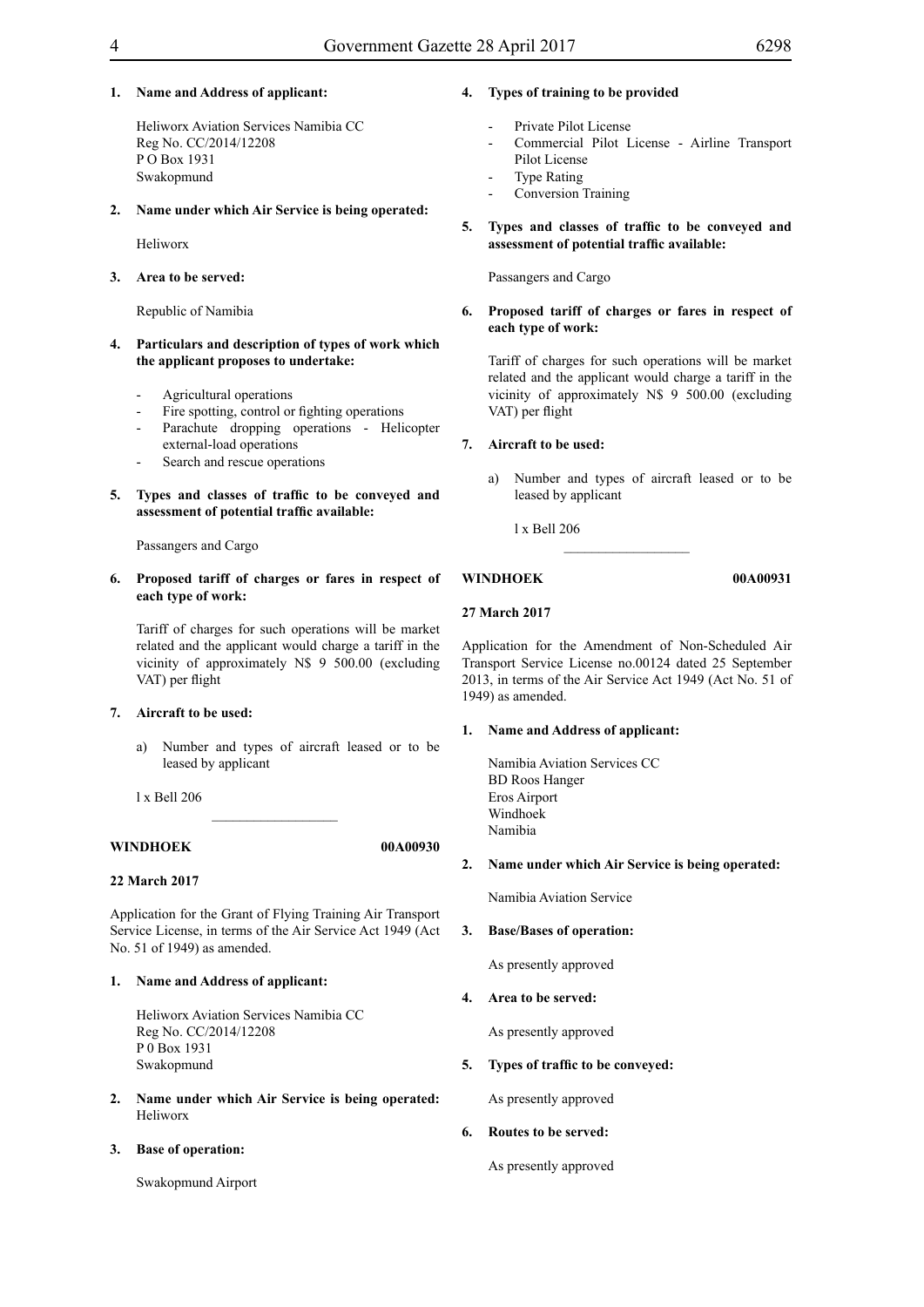**1. Name and Address of applicant:**

Heliworx Aviation Services Namibia CC
Reg No. CC/2014/12208
P O Box 1931
Swakopmund

**2. Name under which Air Service is being operated:**

Heliworx

**3. Area to be served:**

Republic of Namibia

**4. Particulars and description of types of work which the applicant proposes to undertake:**

- Agricultural operations
- Fire spotting, control or fighting operations
- Parachute dropping operations - Helicopter external-load operations
- Search and rescue operations

**5. Types and classes of traffic to be conveyed and assessment of potential traffic available:**

Passangers and Cargo

**6. Proposed tariff of charges or fares in respect of each type of work:**

Tariff of charges for such operations will be market related and the applicant would charge a tariff in the vicinity of approximately N$ 9 500.00 (excluding VAT) per flight

**7. Aircraft to be used:**

a) Number and types of aircraft leased or to be leased by applicant

l x Bell 206

---

**WINDHOEK** **00A00930**

**22 March 2017**

Application for the Grant of Flying Training Air Transport Service License, in terms of the Air Service Act 1949 (Act No. 51 of 1949) as amended.

**1. Name and Address of applicant:**

Heliworx Aviation Services Namibia CC
Reg No. CC/2014/12208
P 0 Box 1931
Swakopmund

**2. Name under which Air Service is being operated:**
Heliworx

**3. Base of operation:**

Swakopmund Airport

**4. Types of training to be provided**

- Private Pilot License
- Commercial Pilot License - Airline Transport Pilot License
- Type Rating
- Conversion Training

**5. Types and classes of traffic to be conveyed and assessment of potential traffic available:**

Passangers and Cargo

**6. Proposed tariff of charges or fares in respect of each type of work:**

Tariff of charges for such operations will be market related and the applicant would charge a tariff in the vicinity of approximately N$ 9 500.00 (excluding VAT) per flight

**7. Aircraft to be used:**

a) Number and types of aircraft leased or to be leased by applicant

l x Bell 206

---

**WINDHOEK** **00A00931**

**27 March 2017**

Application for the Amendment of Non-Scheduled Air Transport Service License no.00124 dated 25 September 2013, in terms of the Air Service Act 1949 (Act No. 51 of 1949) as amended.

**1. Name and Address of applicant:**

Namibia Aviation Services CC
BD Roos Hanger
Eros Airport
Windhoek
Namibia

**2. Name under which Air Service is being operated:**

Namibia Aviation Service

**3. Base/Bases of operation:**

As presently approved

**4. Area to be served:**

As presently approved

**5. Types of traffic to be conveyed:**

As presently approved

**6. Routes to be served:**

As presently approved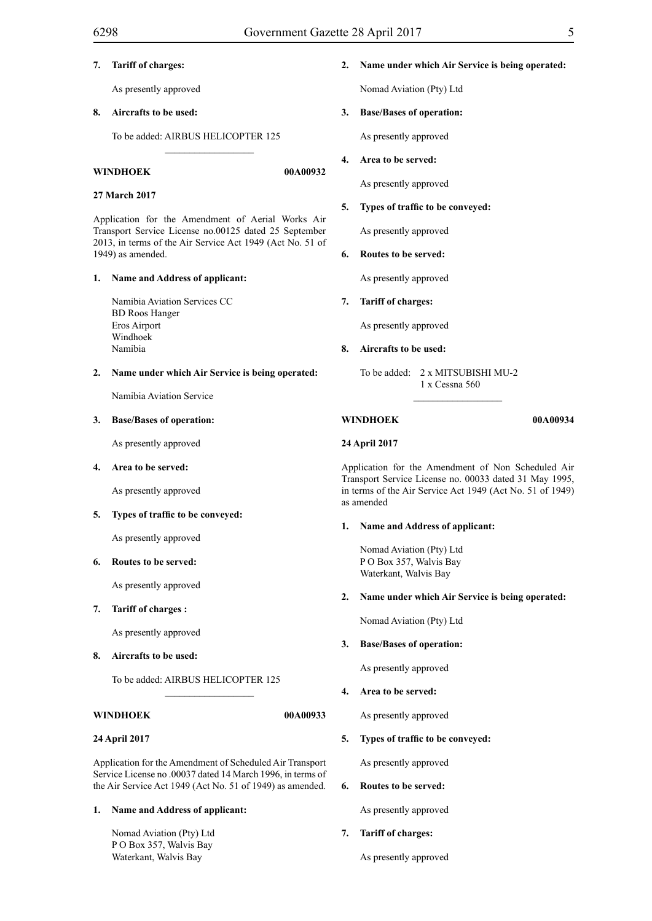**7. Tariff of charges:**

As presently approved

**8. Aircrafts to be used:**

To be added: AIRBUS HELICOPTER 125

---

**WINDHOEK** **00A00932**

**27 March 2017**

Application for the Amendment of Aerial Works Air Transport Service License no.00125 dated 25 September 2013, in terms of the Air Service Act 1949 (Act No. 51 of 1949) as amended.

**1. Name and Address of applicant:**

Namibia Aviation Services CC
BD Roos Hanger
Eros Airport
Windhoek
Namibia

**2. Name under which Air Service is being operated:**

Namibia Aviation Service

**3. Base/Bases of operation:**

As presently approved

**4. Area to be served:**

As presently approved

**5. Types of traffic to be conveyed:**

As presently approved

**6. Routes to be served:**

As presently approved

**7. Tariff of charges :**

As presently approved

**8. Aircrafts to be used:**

To be added: AIRBUS HELICOPTER 125

---

**WINDHOEK** **00A00933**

**24 April 2017**

Application for the Amendment of Scheduled Air Transport Service License no .00037 dated 14 March 1996, in terms of the Air Service Act 1949 (Act No. 51 of 1949) as amended.

**1. Name and Address of applicant:**

Nomad Aviation (Pty) Ltd
P O Box 357, Walvis Bay
Waterkant, Walvis Bay

**2. Name under which Air Service is being operated:**

Nomad Aviation (Pty) Ltd

**3. Base/Bases of operation:**

As presently approved

**4. Area to be served:**

As presently approved

**5. Types of traffic to be conveyed:**

As presently approved

**6. Routes to be served:**

As presently approved

**7. Tariff of charges:**

As presently approved

**8. Aircrafts to be used:**

To be added: 2 x MITSUBISHI MU-2
1 x Cessna 560

---

**WINDHOEK** **00A00934**

**24 April 2017**

Application for the Amendment of Non Scheduled Air Transport Service License no. 00033 dated 31 May 1995, in terms of the Air Service Act 1949 (Act No. 51 of 1949) as amended

**1. Name and Address of applicant:**

Nomad Aviation (Pty) Ltd
P O Box 357, Walvis Bay
Waterkant, Walvis Bay

**2. Name under which Air Service is being operated:**

Nomad Aviation (Pty) Ltd

**3. Base/Bases of operation:**

As presently approved

**4. Area to be served:**

As presently approved

**5. Types of traffic to be conveyed:**

As presently approved

**6. Routes to be served:**

As presently approved

**7. Tariff of charges:**

As presently approved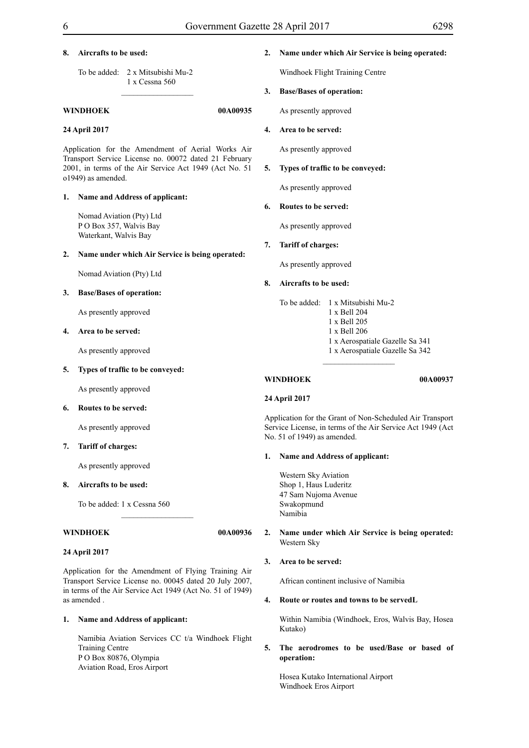**8. Aircrafts to be used:**

To be added: 2 x Mitsubishi Mu-2
1 x Cessna 560

---

**WINDHOEK** **00A00935**

**24 April 2017**

Application for the Amendment of Aerial Works Air Transport Service License no. 00072 dated 21 February 2001, in terms of the Air Service Act 1949 (Act No. 51 o1949) as amended.

**1. Name and Address of applicant:**

Nomad Aviation (Pty) Ltd
P O Box 357, Walvis Bay
Waterkant, Walvis Bay

**2. Name under which Air Service is being operated:**

Nomad Aviation (Pty) Ltd

**3. Base/Bases of operation:**

As presently approved

**4. Area to be served:**

As presently approved

**5. Types of traffic to be conveyed:**

As presently approved

**6. Routes to be served:**

As presently approved

**7. Tariff of charges:**

As presently approved

**8. Aircrafts to be used:**

To be added: 1 x Cessna 560

---

**WINDHOEK** **00A00936**

**24 April 2017**

Application for the Amendment of Flying Training Air Transport Service License no. 00045 dated 20 July 2007, in terms of the Air Service Act 1949 (Act No. 51 of 1949) as amended .

**1. Name and Address of applicant:**

Namibia Aviation Services CC t/a Windhoek Flight Training Centre
P O Box 80876, Olympia
Aviation Road, Eros Airport

**2. Name under which Air Service is being operated:**

Windhoek Flight Training Centre

**3. Base/Bases of operation:**

As presently approved

**4. Area to be served:**

As presently approved

**5. Types of traffic to be conveyed:**

As presently approved

**6. Routes to be served:**

As presently approved

**7. Tariff of charges:**

As presently approved

**8. Aircrafts to be used:**

To be added: 1 x Mitsubishi Mu-2
1 x Bell 204
1 x Bell 205
1 x Bell 206
1 x Aerospatiale Gazelle Sa 341
1 x Aerospatiale Gazelle Sa 342

---

**WINDHOEK** **00A00937**

**24 April 2017**

Application for the Grant of Non-Scheduled Air Transport Service License, in terms of the Air Service Act 1949 (Act No. 51 of 1949) as amended.

**1. Name and Address of applicant:**

Western Sky Aviation
Shop 1, Haus Luderitz
47 Sam Nujoma Avenue
Swakopmund
Namibia

**2. Name under which Air Service is being operated:**
Western Sky

**3. Area to be served:**

African continent inclusive of Namibia

**4. Route or routes and towns to be servedL**

Within Namibia (Windhoek, Eros, Walvis Bay, Hosea Kutako)

**5. The aerodromes to be used/Base or based of operation:**

Hosea Kutako International Airport
Windhoek Eros Airport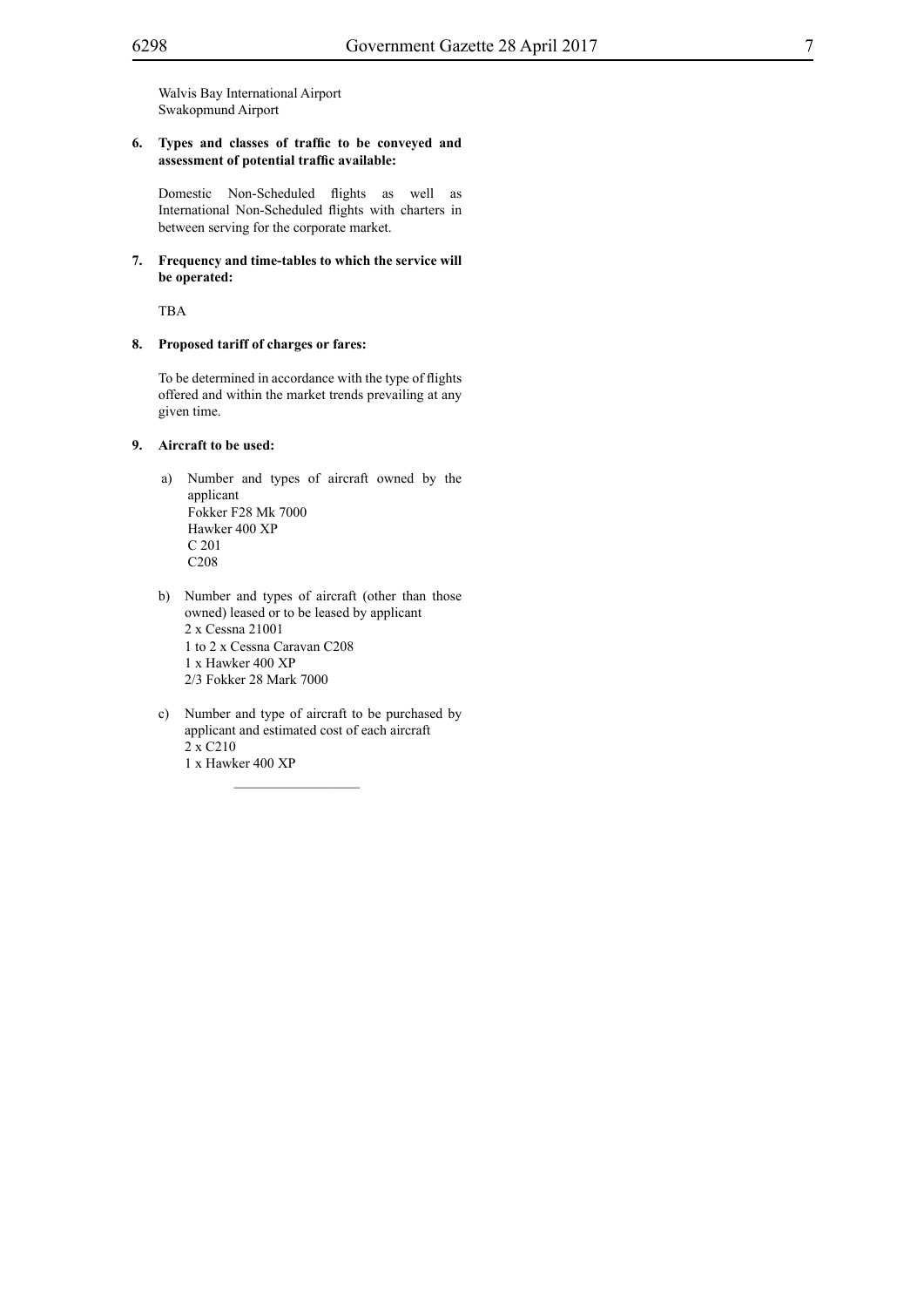Walvis Bay International Airport
Swakopmund Airport

**6. Types and classes of traffic to be conveyed and assessment of potential traffic available:**

Domestic Non-Scheduled flights as well as International Non-Scheduled flights with charters in between serving for the corporate market.

**7. Frequency and time-tables to which the service will be operated:**

TBA

**8. Proposed tariff of charges or fares:**

To be determined in accordance with the type of flights offered and within the market trends prevailing at any given time.

**9. Aircraft to be used:**

a) Number and types of aircraft owned by the applicant
Fokker F28 Mk 7000
Hawker 400 XP
C 201
C208

b) Number and types of aircraft (other than those owned) leased or to be leased by applicant
2 x Cessna 21001
1 to 2 x Cessna Caravan C208
1 x Hawker 400 XP
2/3 Fokker 28 Mark 7000

c) Number and type of aircraft to be purchased by applicant and estimated cost of each aircraft
2 x C210
1 x Hawker 400 XP

________________